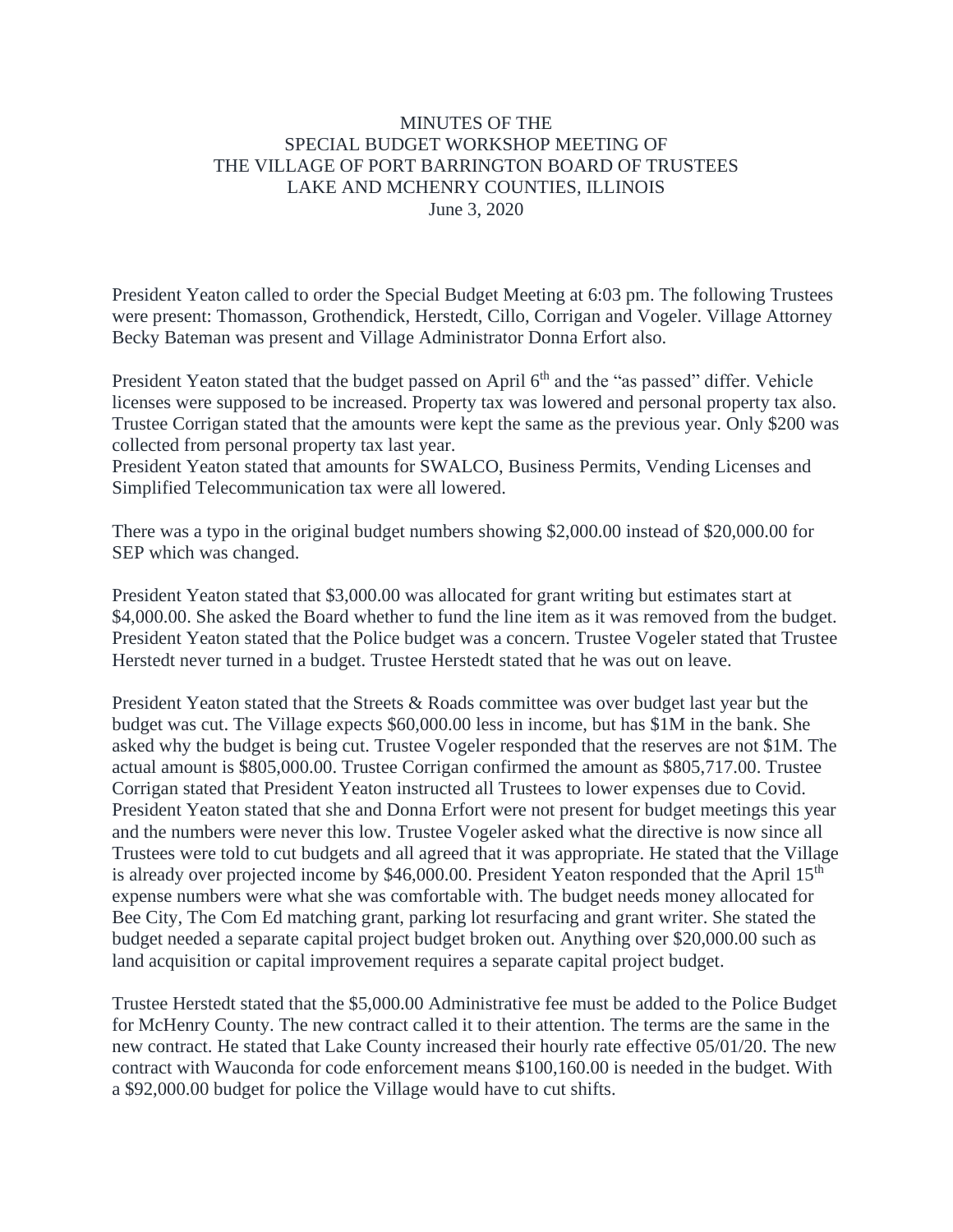MINUTES OF THE
SPECIAL BUDGET WORKSHOP MEETING OF
THE VILLAGE OF PORT BARRINGTON BOARD OF TRUSTEES
LAKE AND MCHENRY COUNTIES, ILLINOIS
June 3, 2020

President Yeaton called to order the Special Budget Meeting at 6:03 pm. The following Trustees were present: Thomasson, Grothendick, Herstedt, Cillo, Corrigan and Vogeler. Village Attorney Becky Bateman was present and Village Administrator Donna Erfort also.

President Yeaton stated that the budget passed on April 6th and the "as passed" differ. Vehicle licenses were supposed to be increased. Property tax was lowered and personal property tax also. Trustee Corrigan stated that the amounts were kept the same as the previous year. Only $200 was collected from personal property tax last year.
President Yeaton stated that amounts for SWALCO, Business Permits, Vending Licenses and Simplified Telecommunication tax were all lowered.

There was a typo in the original budget numbers showing $2,000.00 instead of $20,000.00 for SEP which was changed.

President Yeaton stated that $3,000.00 was allocated for grant writing but estimates start at $4,000.00. She asked the Board whether to fund the line item as it was removed from the budget. President Yeaton stated that the Police budget was a concern. Trustee Vogeler stated that Trustee Herstedt never turned in a budget. Trustee Herstedt stated that he was out on leave.

President Yeaton stated that the Streets & Roads committee was over budget last year but the budget was cut. The Village expects $60,000.00 less in income, but has $1M in the bank. She asked why the budget is being cut. Trustee Vogeler responded that the reserves are not $1M. The actual amount is $805,000.00. Trustee Corrigan confirmed the amount as $805,717.00. Trustee Corrigan stated that President Yeaton instructed all Trustees to lower expenses due to Covid. President Yeaton stated that she and Donna Erfort were not present for budget meetings this year and the numbers were never this low. Trustee Vogeler asked what the directive is now since all Trustees were told to cut budgets and all agreed that it was appropriate. He stated that the Village is already over projected income by $46,000.00. President Yeaton responded that the April 15th expense numbers were what she was comfortable with. The budget needs money allocated for Bee City, The Com Ed matching grant, parking lot resurfacing and grant writer. She stated the budget needed a separate capital project budget broken out. Anything over $20,000.00 such as land acquisition or capital improvement requires a separate capital project budget.

Trustee Herstedt stated that the $5,000.00 Administrative fee must be added to the Police Budget for McHenry County. The new contract called it to their attention. The terms are the same in the new contract. He stated that Lake County increased their hourly rate effective 05/01/20. The new contract with Wauconda for code enforcement means $100,160.00 is needed in the budget. With a $92,000.00 budget for police the Village would have to cut shifts.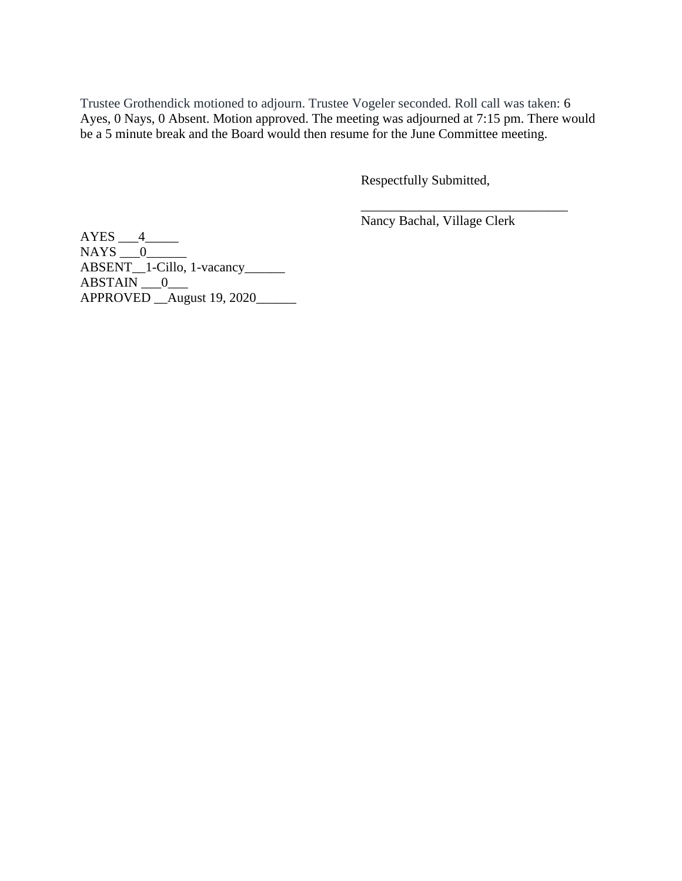Trustee Grothendick motioned to adjourn. Trustee Vogeler seconded. Roll call was taken: 6 Ayes, 0 Nays, 0 Absent. Motion approved. The meeting was adjourned at 7:15 pm. There would be a 5 minute break and the Board would then resume for the June Committee meeting.

Respectfully Submitted,

_______________________________
Nancy Bachal, Village Clerk

AYES ___4_____
NAYS ___0______
ABSENT__1-Cillo, 1-vacancy______
ABSTAIN ___0___
APPROVED __August 19, 2020______